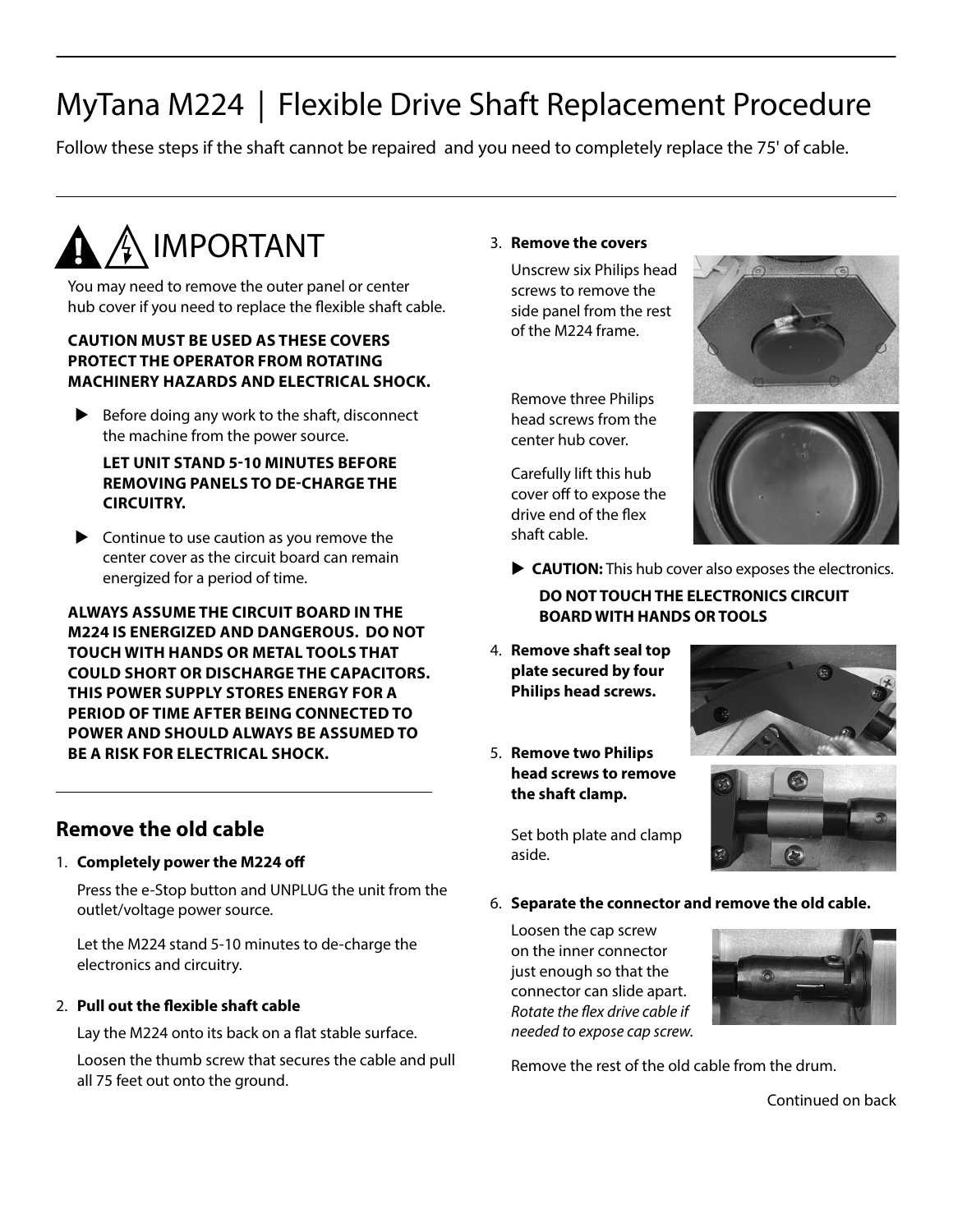# MyTana M224 | Flexible Drive Shaft Replacement Procedure

Follow these steps if the shaft cannot be repaired and you need to completely replace the 75' of cable.

## IMPORTANT

You may need to remove the outer panel or center hub cover if you need to replace the flexible shaft cable.

**CAUTION MUST BE USED AS THESE COVERS PROTECT THE OPERATOR FROM ROTATING MACHINERY HAZARDS AND ELECTRICAL SHOCK.**

- Before doing any work to the shaft, disconnect the machine from the power source.

  **LET UNIT STAND 5-10 MINUTES BEFORE REMOVING PANELS TO DE-CHARGE THE CIRCUITRY.**

- Continue to use caution as you remove the center cover as the circuit board can remain energized for a period of time.

**ALWAYS ASSUME THE CIRCUIT BOARD IN THE M224 IS ENERGIZED AND DANGEROUS. DO NOT TOUCH WITH HANDS OR METAL TOOLS THAT COULD SHORT OR DISCHARGE THE CAPACITORS. THIS POWER SUPPLY STORES ENERGY FOR A PERIOD OF TIME AFTER BEING CONNECTED TO POWER AND SHOULD ALWAYS BE ASSUMED TO BE A RISK FOR ELECTRICAL SHOCK.**

## Remove the old cable

1. **Completely power the M224 off**

   Press the e-Stop button and UNPLUG the unit from the outlet/voltage power source.

   Let the M224 stand 5-10 minutes to de-charge the electronics and circuitry.

2. **Pull out the flexible shaft cable**

   Lay the M224 onto its back on a flat stable surface.

   Loosen the thumb screw that secures the cable and pull all 75 feet out onto the ground.

3. **Remove the covers**

   Unscrew six Philips head screws to remove the side panel from the rest of the M224 frame.

   Remove three Philips head screws from the center hub cover.

   Carefully lift this hub cover off to expose the drive end of the flex shaft cable.

   - **CAUTION:** This hub cover also exposes the electronics.

     **DO NOT TOUCH THE ELECTRONICS CIRCUIT BOARD WITH HANDS OR TOOLS**

4. **Remove shaft seal top plate secured by four Philips head screws.**

5. **Remove two Philips head screws to remove the shaft clamp.**

   Set both plate and clamp aside.

6. **Separate the connector and remove the old cable.**

   Loosen the cap screw on the inner connector just enough so that the connector can slide apart. *Rotate the flex drive cable if needed to expose cap screw.*

   Remove the rest of the old cable from the drum.

Continued on back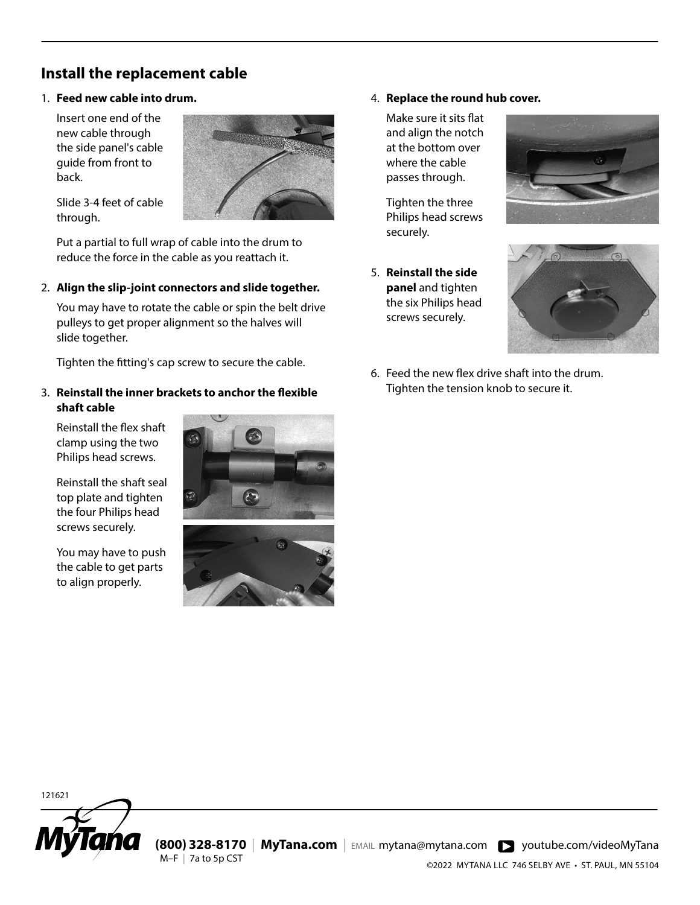## Install the replacement cable

1. **Feed new cable into drum.**

   Insert one end of the new cable through the side panel's cable guide from front to back.

   Slide 3-4 feet of cable through.

   Put a partial to full wrap of cable into the drum to reduce the force in the cable as you reattach it.

2. **Align the slip-joint connectors and slide together.**

   You may have to rotate the cable or spin the belt drive pulleys to get proper alignment so the halves will slide together.

   Tighten the fitting's cap screw to secure the cable.

3. **Reinstall the inner brackets to anchor the flexible shaft cable**

   Reinstall the flex shaft clamp using the two Philips head screws.

   Reinstall the shaft seal top plate and tighten the four Philips head screws securely.

   You may have to push the cable to get parts to align properly.

4. **Replace the round hub cover.**

   Make sure it sits flat and align the notch at the bottom over where the cable passes through.

   Tighten the three Philips head screws securely.

5. **Reinstall the side panel** and tighten the six Philips head screws securely.

6. Feed the new flex drive shaft into the drum. Tighten the tension knob to secure it.

121621

MyTana

**(800) 328-8170** | **MyTana.com** | EMAIL mytana@mytana.com | youtube.com/videoMyTana

M–F | 7a to 5p CST

©2022 MYTANA LLC 746 SELBY AVE • ST. PAUL, MN 55104